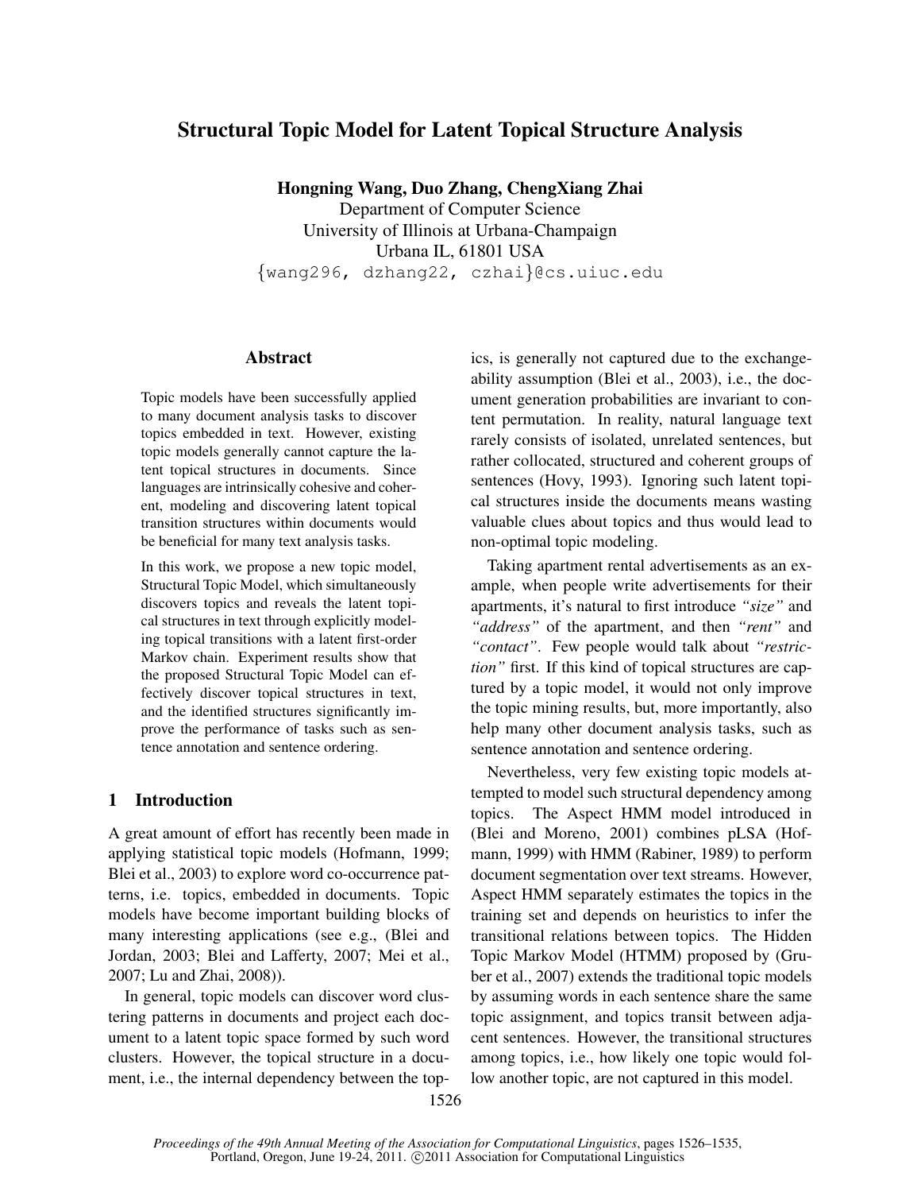# Structural Topic Model for Latent Topical Structure Analysis

**Hongning Wang, Duo Zhang, ChengXiang Zhai**
Department of Computer Science
University of Illinois at Urbana-Champaign
Urbana IL, 61801 USA
{wang296, dzhang22, czhai}@cs.uiuc.edu

## Abstract

Topic models have been successfully applied to many document analysis tasks to discover topics embedded in text. However, existing topic models generally cannot capture the latent topical structures in documents. Since languages are intrinsically cohesive and coherent, modeling and discovering latent topical transition structures within documents would be beneficial for many text analysis tasks.

In this work, we propose a new topic model, Structural Topic Model, which simultaneously discovers topics and reveals the latent topical structures in text through explicitly modeling topical transitions with a latent first-order Markov chain. Experiment results show that the proposed Structural Topic Model can effectively discover topical structures in text, and the identified structures significantly improve the performance of tasks such as sentence annotation and sentence ordering.

## 1 Introduction

A great amount of effort has recently been made in applying statistical topic models (Hofmann, 1999; Blei et al., 2003) to explore word co-occurrence patterns, i.e. topics, embedded in documents. Topic models have become important building blocks of many interesting applications (see e.g., (Blei and Jordan, 2003; Blei and Lafferty, 2007; Mei et al., 2007; Lu and Zhai, 2008)).

In general, topic models can discover word clustering patterns in documents and project each document to a latent topic space formed by such word clusters. However, the topical structure in a document, i.e., the internal dependency between the topics, is generally not captured due to the exchangeability assumption (Blei et al., 2003), i.e., the document generation probabilities are invariant to content permutation. In reality, natural language text rarely consists of isolated, unrelated sentences, but rather collocated, structured and coherent groups of sentences (Hovy, 1993). Ignoring such latent topical structures inside the documents means wasting valuable clues about topics and thus would lead to non-optimal topic modeling.

Taking apartment rental advertisements as an example, when people write advertisements for their apartments, it's natural to first introduce *"size"* and *"address"* of the apartment, and then *"rent"* and *"contact"*. Few people would talk about *"restriction"* first. If this kind of topical structures are captured by a topic model, it would not only improve the topic mining results, but, more importantly, also help many other document analysis tasks, such as sentence annotation and sentence ordering.

Nevertheless, very few existing topic models attempted to model such structural dependency among topics. The Aspect HMM model introduced in (Blei and Moreno, 2001) combines pLSA (Hofmann, 1999) with HMM (Rabiner, 1989) to perform document segmentation over text streams. However, Aspect HMM separately estimates the topics in the training set and depends on heuristics to infer the transitional relations between topics. The Hidden Topic Markov Model (HTMM) proposed by (Gruber et al., 2007) extends the traditional topic models by assuming words in each sentence share the same topic assignment, and topics transit between adjacent sentences. However, the transitional structures among topics, i.e., how likely one topic would follow another topic, are not captured in this model.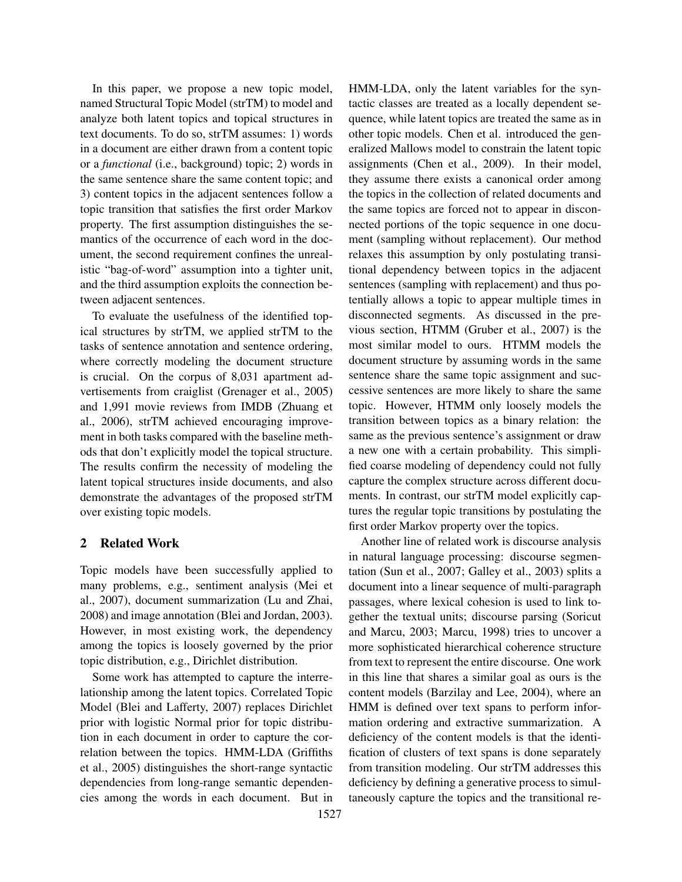In this paper, we propose a new topic model, named Structural Topic Model (strTM) to model and analyze both latent topics and topical structures in text documents. To do so, strTM assumes: 1) words in a document are either drawn from a content topic or a *functional* (i.e., background) topic; 2) words in the same sentence share the same content topic; and 3) content topics in the adjacent sentences follow a topic transition that satisfies the first order Markov property. The first assumption distinguishes the semantics of the occurrence of each word in the document, the second requirement confines the unrealistic "bag-of-word" assumption into a tighter unit, and the third assumption exploits the connection between adjacent sentences.

To evaluate the usefulness of the identified topical structures by strTM, we applied strTM to the tasks of sentence annotation and sentence ordering, where correctly modeling the document structure is crucial. On the corpus of 8,031 apartment advertisements from craiglist (Grenager et al., 2005) and 1,991 movie reviews from IMDB (Zhuang et al., 2006), strTM achieved encouraging improvement in both tasks compared with the baseline methods that don't explicitly model the topical structure. The results confirm the necessity of modeling the latent topical structures inside documents, and also demonstrate the advantages of the proposed strTM over existing topic models.

## 2 Related Work

Topic models have been successfully applied to many problems, e.g., sentiment analysis (Mei et al., 2007), document summarization (Lu and Zhai, 2008) and image annotation (Blei and Jordan, 2003). However, in most existing work, the dependency among the topics is loosely governed by the prior topic distribution, e.g., Dirichlet distribution.

Some work has attempted to capture the interrelationship among the latent topics. Correlated Topic Model (Blei and Lafferty, 2007) replaces Dirichlet prior with logistic Normal prior for topic distribution in each document in order to capture the correlation between the topics. HMM-LDA (Griffiths et al., 2005) distinguishes the short-range syntactic dependencies from long-range semantic dependencies among the words in each document. But in HMM-LDA, only the latent variables for the syntactic classes are treated as a locally dependent sequence, while latent topics are treated the same as in other topic models. Chen et al. introduced the generalized Mallows model to constrain the latent topic assignments (Chen et al., 2009). In their model, they assume there exists a canonical order among the topics in the collection of related documents and the same topics are forced not to appear in disconnected portions of the topic sequence in one document (sampling without replacement). Our method relaxes this assumption by only postulating transitional dependency between topics in the adjacent sentences (sampling with replacement) and thus potentially allows a topic to appear multiple times in disconnected segments. As discussed in the previous section, HTMM (Gruber et al., 2007) is the most similar model to ours. HTMM models the document structure by assuming words in the same sentence share the same topic assignment and successive sentences are more likely to share the same topic. However, HTMM only loosely models the transition between topics as a binary relation: the same as the previous sentence's assignment or draw a new one with a certain probability. This simplified coarse modeling of dependency could not fully capture the complex structure across different documents. In contrast, our strTM model explicitly captures the regular topic transitions by postulating the first order Markov property over the topics.

Another line of related work is discourse analysis in natural language processing: discourse segmentation (Sun et al., 2007; Galley et al., 2003) splits a document into a linear sequence of multi-paragraph passages, where lexical cohesion is used to link together the textual units; discourse parsing (Soricut and Marcu, 2003; Marcu, 1998) tries to uncover a more sophisticated hierarchical coherence structure from text to represent the entire discourse. One work in this line that shares a similar goal as ours is the content models (Barzilay and Lee, 2004), where an HMM is defined over text spans to perform information ordering and extractive summarization. A deficiency of the content models is that the identification of clusters of text spans is done separately from transition modeling. Our strTM addresses this deficiency by defining a generative process to simultaneously capture the topics and the transitional re-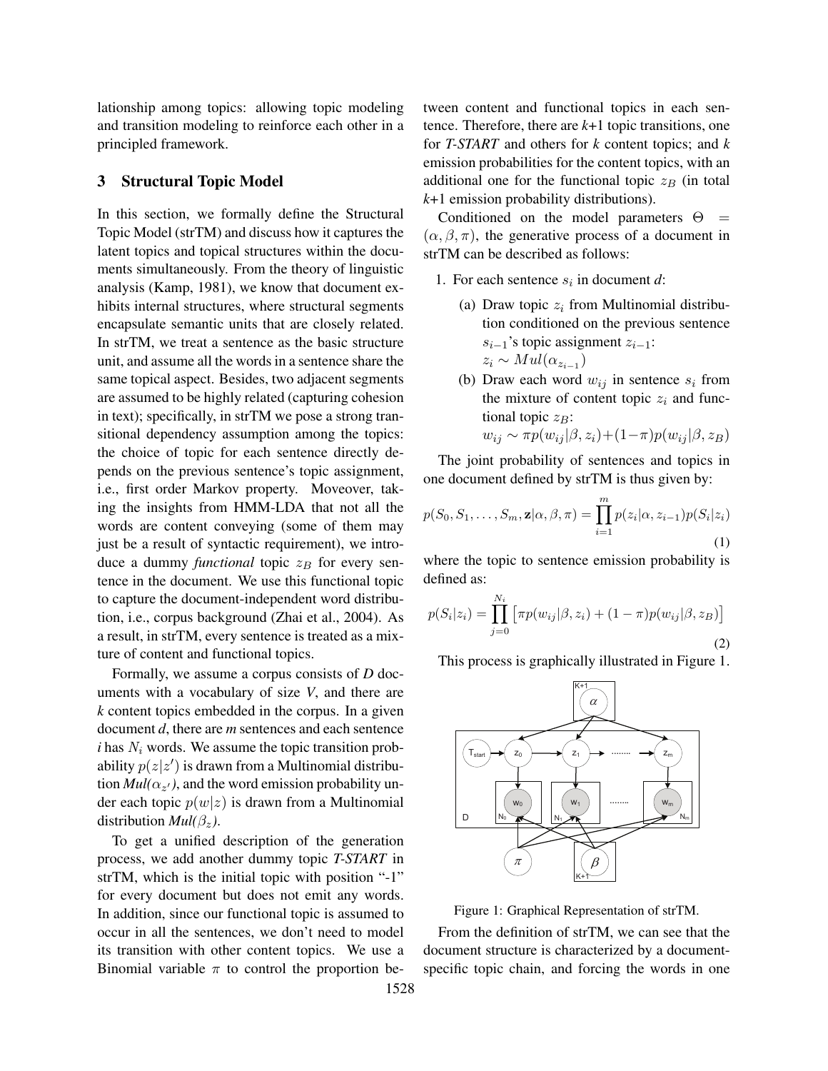lationship among topics: allowing topic modeling and transition modeling to reinforce each other in a principled framework.

## 3 Structural Topic Model

In this section, we formally define the Structural Topic Model (strTM) and discuss how it captures the latent topics and topical structures within the documents simultaneously. From the theory of linguistic analysis (Kamp, 1981), we know that document exhibits internal structures, where structural segments encapsulate semantic units that are closely related. In strTM, we treat a sentence as the basic structure unit, and assume all the words in a sentence share the same topical aspect. Besides, two adjacent segments are assumed to be highly related (capturing cohesion in text); specifically, in strTM we pose a strong transitional dependency assumption among the topics: the choice of topic for each sentence directly depends on the previous sentence's topic assignment, i.e., first order Markov property. Moveover, taking the insights from HMM-LDA that not all the words are content conveying (some of them may just be a result of syntactic requirement), we introduce a dummy *functional* topic $z_B$ for every sentence in the document. We use this functional topic to capture the document-independent word distribution, i.e., corpus background (Zhai et al., 2004). As a result, in strTM, every sentence is treated as a mixture of content and functional topics.

Formally, we assume a corpus consists of *D* documents with a vocabulary of size *V*, and there are *k* content topics embedded in the corpus. In a given document *d*, there are *m* sentences and each sentence *i* has $N_i$ words. We assume the topic transition probability $p(z|z')$ is drawn from a Multinomial distribution $Mul(\alpha_{z'})$, and the word emission probability under each topic $p(w|z)$ is drawn from a Multinomial distribution $Mul(\beta_z)$.

To get a unified description of the generation process, we add another dummy topic *T-START* in strTM, which is the initial topic with position "-1" for every document but does not emit any words. In addition, since our functional topic is assumed to occur in all the sentences, we don't need to model its transition with other content topics. We use a Binomial variable $\pi$ to control the proportion between content and functional topics in each sentence. Therefore, there are *k*+1 topic transitions, one for *T-START* and others for *k* content topics; and *k* emission probabilities for the content topics, with an additional one for the functional topic $z_B$ (in total *k*+1 emission probability distributions).

Conditioned on the model parameters $\Theta = (\alpha, \beta, \pi)$, the generative process of a document in strTM can be described as follows:

1. For each sentence $s_i$ in document *d*:
   (a) Draw topic $z_i$ from Multinomial distribution conditioned on the previous sentence $s_{i-1}$'s topic assignment $z_{i-1}$: $z_i \sim Mul(\alpha_{z_{i-1}})$
   (b) Draw each word $w_{ij}$ in sentence $s_i$ from the mixture of content topic $z_i$ and functional topic $z_B$: $w_{ij} \sim \pi p(w_{ij}|\beta, z_i) + (1-\pi) p(w_{ij}|\beta, z_B)$

The joint probability of sentences and topics in one document defined by strTM is thus given by:

$$p(S_0, S_1, \ldots, S_m, \mathbf{z}|\alpha, \beta, \pi) = \prod_{i=1}^{m} p(z_i|\alpha, z_{i-1}) p(S_i|z_i) \tag{1}$$

where the topic to sentence emission probability is defined as:

$$p(S_i|z_i) = \prod_{j=0}^{N_i} \left[ \pi p(w_{ij}|\beta, z_i) + (1-\pi) p(w_{ij}|\beta, z_B) \right] \tag{2}$$

This process is graphically illustrated in Figure 1.

Figure 1: Graphical Representation of strTM.

From the definition of strTM, we can see that the document structure is characterized by a document-specific topic chain, and forcing the words in one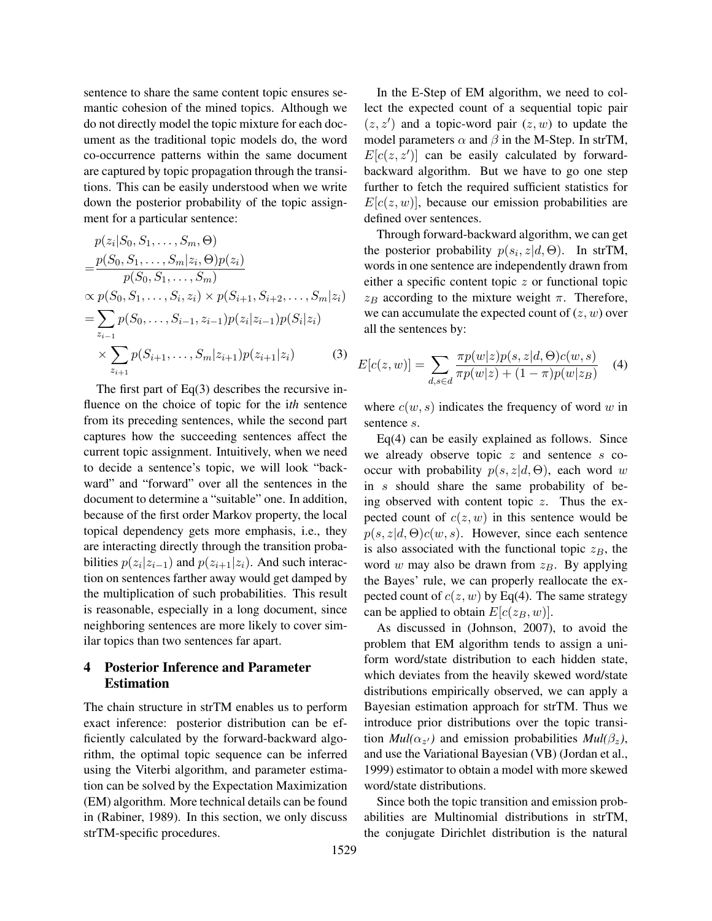sentence to share the same content topic ensures semantic cohesion of the mined topics. Although we do not directly model the topic mixture for each document as the traditional topic models do, the word co-occurrence patterns within the same document are captured by topic propagation through the transitions. This can be easily understood when we write down the posterior probability of the topic assignment for a particular sentence:

$$
\begin{aligned}
& p(z_i|S_0, S_1, \ldots, S_m, \Theta) \\
=& \frac{p(S_0, S_1, \ldots, S_m|z_i, \Theta)p(z_i)}{p(S_0, S_1, \ldots, S_m)} \\
\propto & \, p(S_0, S_1, \ldots, S_i, z_i) \times p(S_{i+1}, S_{i+2}, \ldots, S_m|z_i) \\
=& \sum_{z_{i-1}} p(S_0, \ldots, S_{i-1}, z_{i-1})p(z_i|z_{i-1})p(S_i|z_i) \\
& \times \sum_{z_{i+1}} p(S_{i+1}, \ldots, S_m|z_{i+1})p(z_{i+1}|z_i)
\end{aligned}
\quad (3)
$$

The first part of Eq(3) describes the recursive influence on the choice of topic for the i*th* sentence from its preceding sentences, while the second part captures how the succeeding sentences affect the current topic assignment. Intuitively, when we need to decide a sentence's topic, we will look "backward" and "forward" over all the sentences in the document to determine a "suitable" one. In addition, because of the first order Markov property, the local topical dependency gets more emphasis, i.e., they are interacting directly through the transition probabilities $p(z_i|z_{i-1})$ and $p(z_{i+1}|z_i)$. And such interaction on sentences farther away would get damped by the multiplication of such probabilities. This result is reasonable, especially in a long document, since neighboring sentences are more likely to cover similar topics than two sentences far apart.

## 4 Posterior Inference and Parameter Estimation

The chain structure in strTM enables us to perform exact inference: posterior distribution can be efficiently calculated by the forward-backward algorithm, the optimal topic sequence can be inferred using the Viterbi algorithm, and parameter estimation can be solved by the Expectation Maximization (EM) algorithm. More technical details can be found in (Rabiner, 1989). In this section, we only discuss strTM-specific procedures.

In the E-Step of EM algorithm, we need to collect the expected count of a sequential topic pair $(z, z')$ and a topic-word pair $(z, w)$ to update the model parameters $\alpha$ and $\beta$ in the M-Step. In strTM, $E[c(z, z')]$ can be easily calculated by forward-backward algorithm. But we have to go one step further to fetch the required sufficient statistics for $E[c(z, w)]$, because our emission probabilities are defined over sentences.

Through forward-backward algorithm, we can get the posterior probability $p(s_i, z|d, \Theta)$. In strTM, words in one sentence are independently drawn from either a specific content topic $z$ or functional topic $z_B$ according to the mixture weight $\pi$. Therefore, we can accumulate the expected count of $(z, w)$ over all the sentences by:

$$
E[c(z, w)] = \sum_{d, s \in d} \frac{\pi p(w|z) p(s, z|d, \Theta) c(w, s)}{\pi p(w|z) + (1 - \pi) p(w|z_B)} \quad (4)
$$

where $c(w, s)$ indicates the frequency of word $w$ in sentence $s$.

Eq(4) can be easily explained as follows. Since we already observe topic $z$ and sentence $s$ co-occur with probability $p(s, z|d, \Theta)$, each word $w$ in $s$ should share the same probability of being observed with content topic $z$. Thus the expected count of $c(z, w)$ in this sentence would be $p(s, z|d, \Theta)c(w, s)$. However, since each sentence is also associated with the functional topic $z_B$, the word $w$ may also be drawn from $z_B$. By applying the Bayes' rule, we can properly reallocate the expected count of $c(z, w)$ by Eq(4). The same strategy can be applied to obtain $E[c(z_B, w)]$.

As discussed in (Johnson, 2007), to avoid the problem that EM algorithm tends to assign a uniform word/state distribution to each hidden state, which deviates from the heavily skewed word/state distributions empirically observed, we can apply a Bayesian estimation approach for strTM. Thus we introduce prior distributions over the topic transition *Mul*($\alpha_{z'}$) and emission probabilities *Mul*($\beta_z$), and use the Variational Bayesian (VB) (Jordan et al., 1999) estimator to obtain a model with more skewed word/state distributions.

Since both the topic transition and emission probabilities are Multinomial distributions in strTM, the conjugate Dirichlet distribution is the natural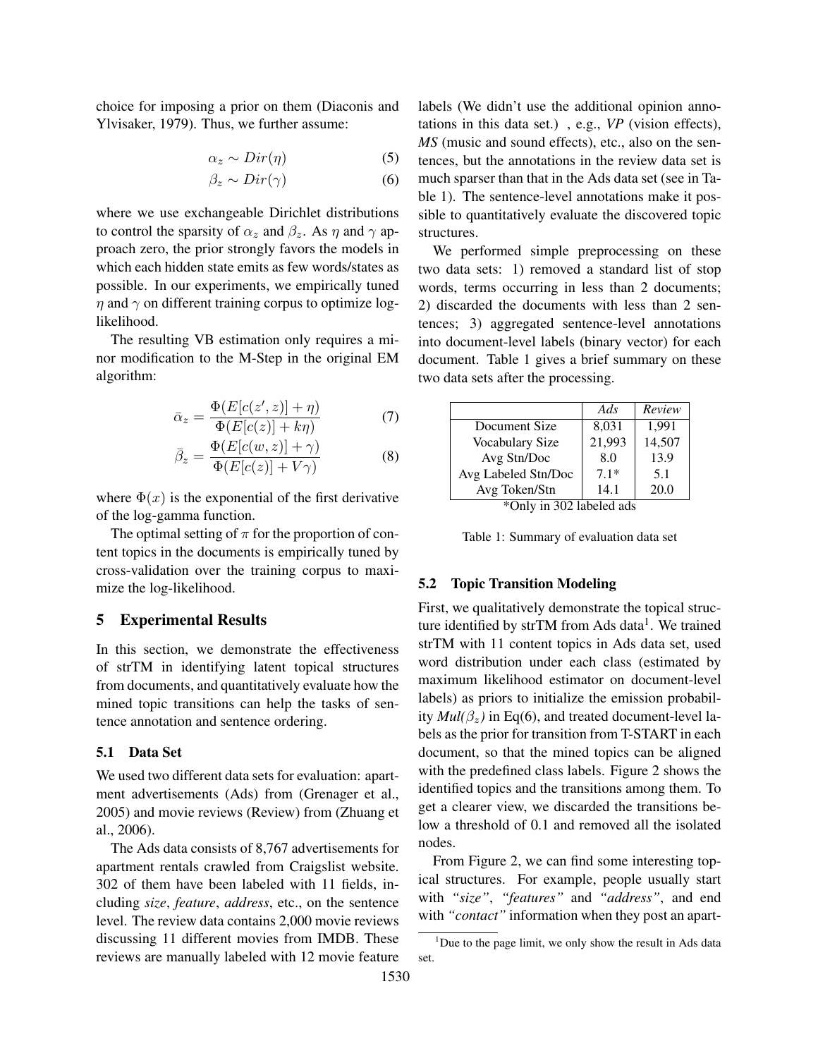choice for imposing a prior on them (Diaconis and Ylvisaker, 1979). Thus, we further assume:

$$\alpha_z \sim Dir(\eta) \tag{5}$$

$$\beta_z \sim Dir(\gamma) \tag{6}$$

where we use exchangeable Dirichlet distributions to control the sparsity of $\alpha_z$ and $\beta_z$. As $\eta$ and $\gamma$ approach zero, the prior strongly favors the models in which each hidden state emits as few words/states as possible. In our experiments, we empirically tuned $\eta$ and $\gamma$ on different training corpus to optimize log-likelihood.

The resulting VB estimation only requires a minor modification to the M-Step in the original EM algorithm:

$$\bar{\alpha}_z = \frac{\Phi(E[c(z', z)] + \eta)}{\Phi(E[c(z)] + k\eta)} \tag{7}$$

$$\bar{\beta}_z = \frac{\Phi(E[c(w, z)] + \gamma)}{\Phi(E[c(z)] + V\gamma)} \tag{8}$$

where $\Phi(x)$ is the exponential of the first derivative of the log-gamma function.

The optimal setting of $\pi$ for the proportion of content topics in the documents is empirically tuned by cross-validation over the training corpus to maximize the log-likelihood.

## 5 Experimental Results

In this section, we demonstrate the effectiveness of strTM in identifying latent topical structures from documents, and quantitatively evaluate how the mined topic transitions can help the tasks of sentence annotation and sentence ordering.

### 5.1 Data Set

We used two different data sets for evaluation: apartment advertisements (Ads) from (Grenager et al., 2005) and movie reviews (Review) from (Zhuang et al., 2006).

The Ads data consists of 8,767 advertisements for apartment rentals crawled from Craigslist website. 302 of them have been labeled with 11 fields, including *size*, *feature*, *address*, etc., on the sentence level. The review data contains 2,000 movie reviews discussing 11 different movies from IMDB. These reviews are manually labeled with 12 movie feature labels (We didn't use the additional opinion annotations in this data set.) , e.g., *VP* (vision effects), *MS* (music and sound effects), etc., also on the sentences, but the annotations in the review data set is much sparser than that in the Ads data set (see in Table 1). The sentence-level annotations make it possible to quantitatively evaluate the discovered topic structures.

We performed simple preprocessing on these two data sets: 1) removed a standard list of stop words, terms occurring in less than 2 documents; 2) discarded the documents with less than 2 sentences; 3) aggregated sentence-level annotations into document-level labels (binary vector) for each document. Table 1 gives a brief summary on these two data sets after the processing.

| | *Ads* | *Review* |
|---|---|---|
| Document Size | 8,031 | 1,991 |
| Vocabulary Size | 21,993 | 14,507 |
| Avg Stn/Doc | 8.0 | 13.9 |
| Avg Labeled Stn/Doc | 7.1* | 5.1 |
| Avg Token/Stn | 14.1 | 20.0 |

*Only in 302 labeled ads

Table 1: Summary of evaluation data set

### 5.2 Topic Transition Modeling

First, we qualitatively demonstrate the topical structure identified by strTM from Ads data[1]. We trained strTM with 11 content topics in Ads data set, used word distribution under each class (estimated by maximum likelihood estimator on document-level labels) as priors to initialize the emission probability *Mul($\beta_z$)* in Eq(6), and treated document-level labels as the prior for transition from T-START in each document, so that the mined topics can be aligned with the predefined class labels. Figure 2 shows the identified topics and the transitions among them. To get a clearer view, we discarded the transitions below a threshold of 0.1 and removed all the isolated nodes.

From Figure 2, we can find some interesting topical structures. For example, people usually start with *"size"*, *"features"* and *"address"*, and end with *"contact"* information when they post an apart-

[1] Due to the page limit, we only show the result in Ads data set.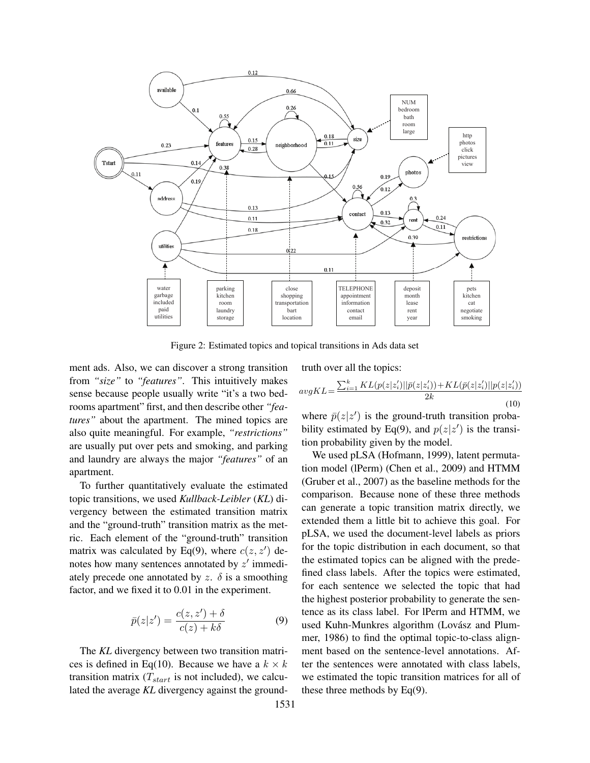Figure 2: Estimated topics and topical transitions in Ads data set

ment ads. Also, we can discover a strong transition from *"size"* to *"features"*. This intuitively makes sense because people usually write "it's a two bedrooms apartment" first, and then describe other *"features"* about the apartment. The mined topics are also quite meaningful. For example, *"restrictions"* are usually put over pets and smoking, and parking and laundry are always the major *"features"* of an apartment.

To further quantitatively evaluate the estimated topic transitions, we used *Kullback-Leibler* (*KL*) divergency between the estimated transition matrix and the "ground-truth" transition matrix as the metric. Each element of the "ground-truth" transition matrix was calculated by Eq(9), where $c(z, z')$ denotes how many sentences annotated by $z'$ immediately precede one annotated by $z$. $\delta$ is a smoothing factor, and we fixed it to 0.01 in the experiment.

$$\bar{p}(z|z') = \frac{c(z,z') + \delta}{c(z) + k\delta} \tag{9}$$

The *KL* divergency between two transition matrices is defined in Eq(10). Because we have a $k \times k$ transition matrix ($T_{start}$ is not included), we calculated the average *KL* divergency against the ground-truth over all the topics:

$$avgKL = \frac{\sum_{i=1}^{k} KL(p(z|z'_i)||\bar{p}(z|z'_i)) + KL(\bar{p}(z|z'_i)||p(z|z'_i))}{2k} \tag{10}$$

where $\bar{p}(z|z')$ is the ground-truth transition probability estimated by Eq(9), and $p(z|z')$ is the transition probability given by the model.

We used pLSA (Hofmann, 1999), latent permutation model (lPerm) (Chen et al., 2009) and HTMM (Gruber et al., 2007) as the baseline methods for the comparison. Because none of these three methods can generate a topic transition matrix directly, we extended them a little bit to achieve this goal. For pLSA, we used the document-level labels as priors for the topic distribution in each document, so that the estimated topics can be aligned with the predefined class labels. After the topics were estimated, for each sentence we selected the topic that had the highest posterior probability to generate the sentence as its class label. For lPerm and HTMM, we used Kuhn-Munkres algorithm (Lovász and Plummer, 1986) to find the optimal topic-to-class alignment based on the sentence-level annotations. After the sentences were annotated with class labels, we estimated the topic transition matrices for all of these three methods by Eq(9).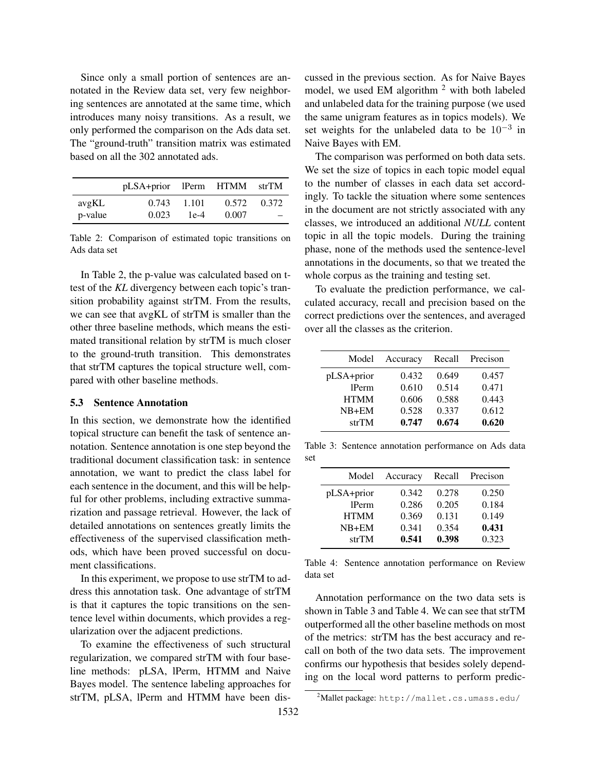Since only a small portion of sentences are annotated in the Review data set, very few neighboring sentences are annotated at the same time, which introduces many noisy transitions. As a result, we only performed the comparison on the Ads data set. The "ground-truth" transition matrix was estimated based on all the 302 annotated ads.

| | pLSA+prior | lPerm | HTMM | strTM |
|---|---|---|---|---|
| avgKL | 0.743 | 1.101 | 0.572 | 0.372 |
| p-value | 0.023 | 1e-4 | 0.007 | – |

Table 2: Comparison of estimated topic transitions on Ads data set

In Table 2, the p-value was calculated based on t-test of the *KL* divergency between each topic's transition probability against strTM. From the results, we can see that avgKL of strTM is smaller than the other three baseline methods, which means the estimated transitional relation by strTM is much closer to the ground-truth transition. This demonstrates that strTM captures the topical structure well, compared with other baseline methods.

### 5.3 Sentence Annotation

In this section, we demonstrate how the identified topical structure can benefit the task of sentence annotation. Sentence annotation is one step beyond the traditional document classification task: in sentence annotation, we want to predict the class label for each sentence in the document, and this will be helpful for other problems, including extractive summarization and passage retrieval. However, the lack of detailed annotations on sentences greatly limits the effectiveness of the supervised classification methods, which have been proved successful on document classifications.

In this experiment, we propose to use strTM to address this annotation task. One advantage of strTM is that it captures the topic transitions on the sentence level within documents, which provides a regularization over the adjacent predictions.

To examine the effectiveness of such structural regularization, we compared strTM with four baseline methods: pLSA, lPerm, HTMM and Naive Bayes model. The sentence labeling approaches for strTM, pLSA, lPerm and HTMM have been discussed in the previous section. As for Naive Bayes model, we used EM algorithm [2] with both labeled and unlabeled data for the training purpose (we used the same unigram features as in topics models). We set weights for the unlabeled data to be $10^{-3}$ in Naive Bayes with EM.

The comparison was performed on both data sets. We set the size of topics in each topic model equal to the number of classes in each data set accordingly. To tackle the situation where some sentences in the document are not strictly associated with any classes, we introduced an additional *NULL* content topic in all the topic models. During the training phase, none of the methods used the sentence-level annotations in the documents, so that we treated the whole corpus as the training and testing set.

To evaluate the prediction performance, we calculated accuracy, recall and precision based on the correct predictions over the sentences, and averaged over all the classes as the criterion.

| Model | Accuracy | Recall | Precison |
|---|---|---|---|
| pLSA+prior | 0.432 | 0.649 | 0.457 |
| lPerm | 0.610 | 0.514 | 0.471 |
| HTMM | 0.606 | 0.588 | 0.443 |
| NB+EM | 0.528 | 0.337 | 0.612 |
| strTM | **0.747** | **0.674** | **0.620** |

Table 3: Sentence annotation performance on Ads data set

| Model | Accuracy | Recall | Precison |
|---|---|---|---|
| pLSA+prior | 0.342 | 0.278 | 0.250 |
| lPerm | 0.286 | 0.205 | 0.184 |
| HTMM | 0.369 | 0.131 | 0.149 |
| NB+EM | 0.341 | 0.354 | **0.431** |
| strTM | **0.541** | **0.398** | 0.323 |

Table 4: Sentence annotation performance on Review data set

Annotation performance on the two data sets is shown in Table 3 and Table 4. We can see that strTM outperformed all the other baseline methods on most of the metrics: strTM has the best accuracy and recall on both of the two data sets. The improvement confirms our hypothesis that besides solely depending on the local word patterns to perform predic-

[2] Mallet package: http://mallet.cs.umass.edu/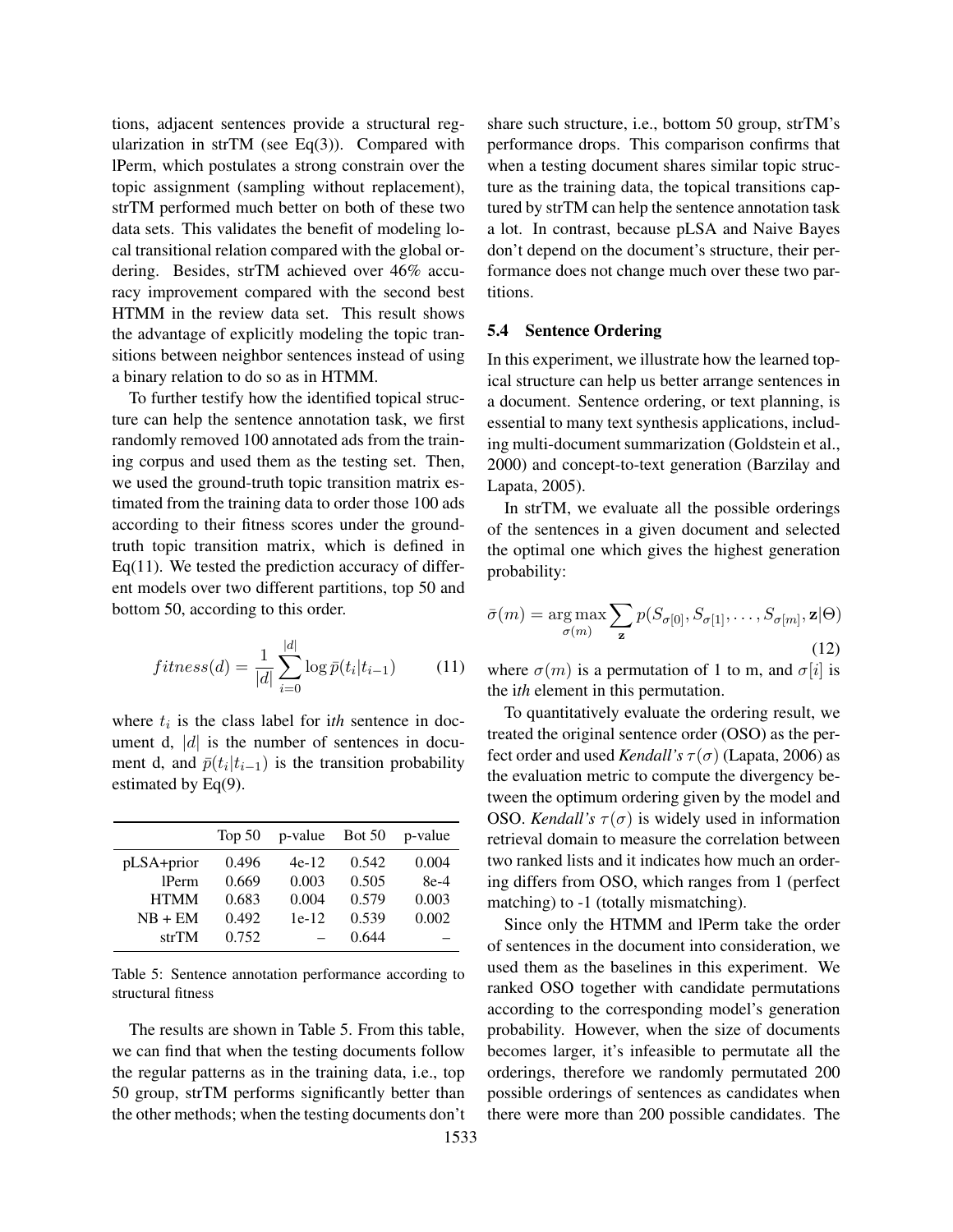tions, adjacent sentences provide a structural regularization in strTM (see Eq(3)). Compared with lPerm, which postulates a strong constrain over the topic assignment (sampling without replacement), strTM performed much better on both of these two data sets. This validates the benefit of modeling local transitional relation compared with the global ordering. Besides, strTM achieved over 46% accuracy improvement compared with the second best HTMM in the review data set. This result shows the advantage of explicitly modeling the topic transitions between neighbor sentences instead of using a binary relation to do so as in HTMM.

To further testify how the identified topical structure can help the sentence annotation task, we first randomly removed 100 annotated ads from the training corpus and used them as the testing set. Then, we used the ground-truth topic transition matrix estimated from the training data to order those 100 ads according to their fitness scores under the ground-truth topic transition matrix, which is defined in Eq(11). We tested the prediction accuracy of different models over two different partitions, top 50 and bottom 50, according to this order.

$$fitness(d) = \frac{1}{|d|}\sum_{i=0}^{|d|}\log \bar{p}(t_i|t_{i-1}) \tag{11}$$

where $t_i$ is the class label for i*th* sentence in document d, $|d|$ is the number of sentences in document d, and $\bar{p}(t_i|t_{i-1})$ is the transition probability estimated by Eq(9).

| | Top 50 | p-value | Bot 50 | p-value |
|---|---|---|---|---|
| pLSA+prior | 0.496 | 4e-12 | 0.542 | 0.004 |
| lPerm | 0.669 | 0.003 | 0.505 | 8e-4 |
| HTMM | 0.683 | 0.004 | 0.579 | 0.003 |
| NB + EM | 0.492 | 1e-12 | 0.539 | 0.002 |
| strTM | 0.752 | – | 0.644 | – |

Table 5: Sentence annotation performance according to structural fitness

The results are shown in Table 5. From this table, we can find that when the testing documents follow the regular patterns as in the training data, i.e., top 50 group, strTM performs significantly better than the other methods; when the testing documents don't share such structure, i.e., bottom 50 group, strTM's performance drops. This comparison confirms that when a testing document shares similar topic structure as the training data, the topical transitions captured by strTM can help the sentence annotation task a lot. In contrast, because pLSA and Naive Bayes don't depend on the document's structure, their performance does not change much over these two partitions.

### 5.4 Sentence Ordering

In this experiment, we illustrate how the learned topical structure can help us better arrange sentences in a document. Sentence ordering, or text planning, is essential to many text synthesis applications, including multi-document summarization (Goldstein et al., 2000) and concept-to-text generation (Barzilay and Lapata, 2005).

In strTM, we evaluate all the possible orderings of the sentences in a given document and selected the optimal one which gives the highest generation probability:

$$\bar{\sigma}(m) = \arg\max_{\sigma(m)} \sum_{\mathbf{z}} p(S_{\sigma[0]}, S_{\sigma[1]}, \ldots, S_{\sigma[m]}, \mathbf{z}|\Theta) \tag{12}$$

where $\sigma(m)$ is a permutation of 1 to m, and $\sigma[i]$ is the i*th* element in this permutation.

To quantitatively evaluate the ordering result, we treated the original sentence order (OSO) as the perfect order and used *Kendall's* $\tau(\sigma)$ (Lapata, 2006) as the evaluation metric to compute the divergency between the optimum ordering given by the model and OSO. *Kendall's* $\tau(\sigma)$ is widely used in information retrieval domain to measure the correlation between two ranked lists and it indicates how much an ordering differs from OSO, which ranges from 1 (perfect matching) to -1 (totally mismatching).

Since only the HTMM and lPerm take the order of sentences in the document into consideration, we used them as the baselines in this experiment. We ranked OSO together with candidate permutations according to the corresponding model's generation probability. However, when the size of documents becomes larger, it's infeasible to permutate all the orderings, therefore we randomly permutated 200 possible orderings of sentences as candidates when there were more than 200 possible candidates. The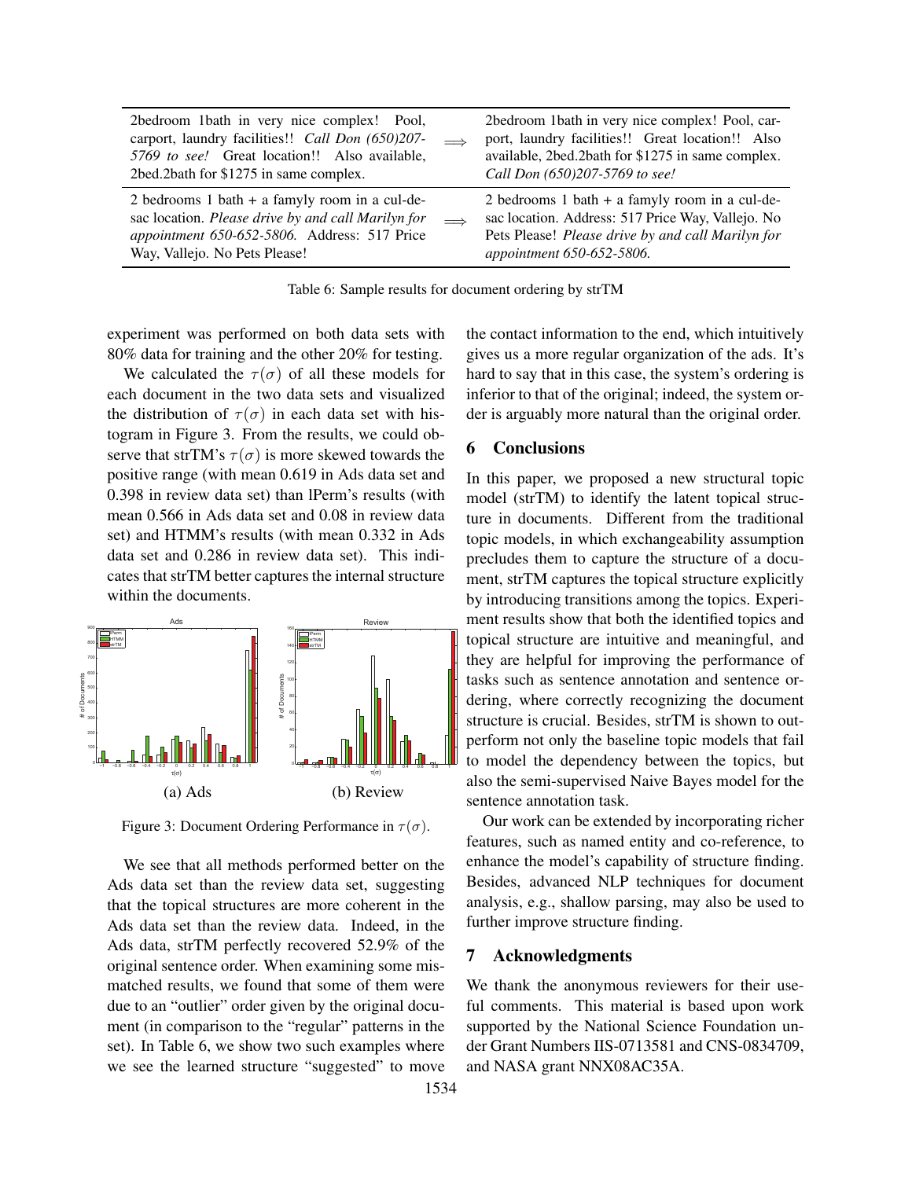| | | |
|---|---|---|
| 2bedroom 1bath in very nice complex! Pool, carport, laundry facilities!! *Call Don (650)207-5769 to see!* Great location!! Also available, 2bed.2bath for $1275 in same complex. | $\Longrightarrow$ | 2bedroom 1bath in very nice complex! Pool, carport, laundry facilities!! Great location!! Also available, 2bed.2bath for $1275 in same complex. *Call Don (650)207-5769 to see!* |
| 2 bedrooms 1 bath + a famyly room in a cul-de-sac location. *Please drive by and call Marilyn for appointment 650-652-5806.* Address: 517 Price Way, Vallejo. No Pets Please! | $\Longrightarrow$ | 2 bedrooms 1 bath + a famyly room in a cul-de-sac location. Address: 517 Price Way, Vallejo. No Pets Please! *Please drive by and call Marilyn for appointment 650-652-5806.* |

Table 6: Sample results for document ordering by strTM

experiment was performed on both data sets with 80% data for training and the other 20% for testing.

We calculated the $\tau(\sigma)$ of all these models for each document in the two data sets and visualized the distribution of $\tau(\sigma)$ in each data set with histogram in Figure 3. From the results, we could observe that strTM's $\tau(\sigma)$ is more skewed towards the positive range (with mean 0.619 in Ads data set and 0.398 in review data set) than lPerm's results (with mean 0.566 in Ads data set and 0.08 in review data set) and HTMM's results (with mean 0.332 in Ads data set and 0.286 in review data set). This indicates that strTM better captures the internal structure within the documents.

(a) Ads

(b) Review

Figure 3: Document Ordering Performance in $\tau(\sigma)$.

We see that all methods performed better on the Ads data set than the review data set, suggesting that the topical structures are more coherent in the Ads data set than the review data. Indeed, in the Ads data, strTM perfectly recovered 52.9% of the original sentence order. When examining some mismatched results, we found that some of them were due to an "outlier" order given by the original document (in comparison to the "regular" patterns in the set). In Table 6, we show two such examples where we see the learned structure "suggested" to move the contact information to the end, which intuitively gives us a more regular organization of the ads. It's hard to say that in this case, the system's ordering is inferior to that of the original; indeed, the system order is arguably more natural than the original order.

## 6 Conclusions

In this paper, we proposed a new structural topic model (strTM) to identify the latent topical structure in documents. Different from the traditional topic models, in which exchangeability assumption precludes them to capture the structure of a document, strTM captures the topical structure explicitly by introducing transitions among the topics. Experiment results show that both the identified topics and topical structure are intuitive and meaningful, and they are helpful for improving the performance of tasks such as sentence annotation and sentence ordering, where correctly recognizing the document structure is crucial. Besides, strTM is shown to outperform not only the baseline topic models that fail to model the dependency between the topics, but also the semi-supervised Naive Bayes model for the sentence annotation task.

Our work can be extended by incorporating richer features, such as named entity and co-reference, to enhance the model's capability of structure finding. Besides, advanced NLP techniques for document analysis, e.g., shallow parsing, may also be used to further improve structure finding.

## 7 Acknowledgments

We thank the anonymous reviewers for their useful comments. This material is based upon work supported by the National Science Foundation under Grant Numbers IIS-0713581 and CNS-0834709, and NASA grant NNX08AC35A.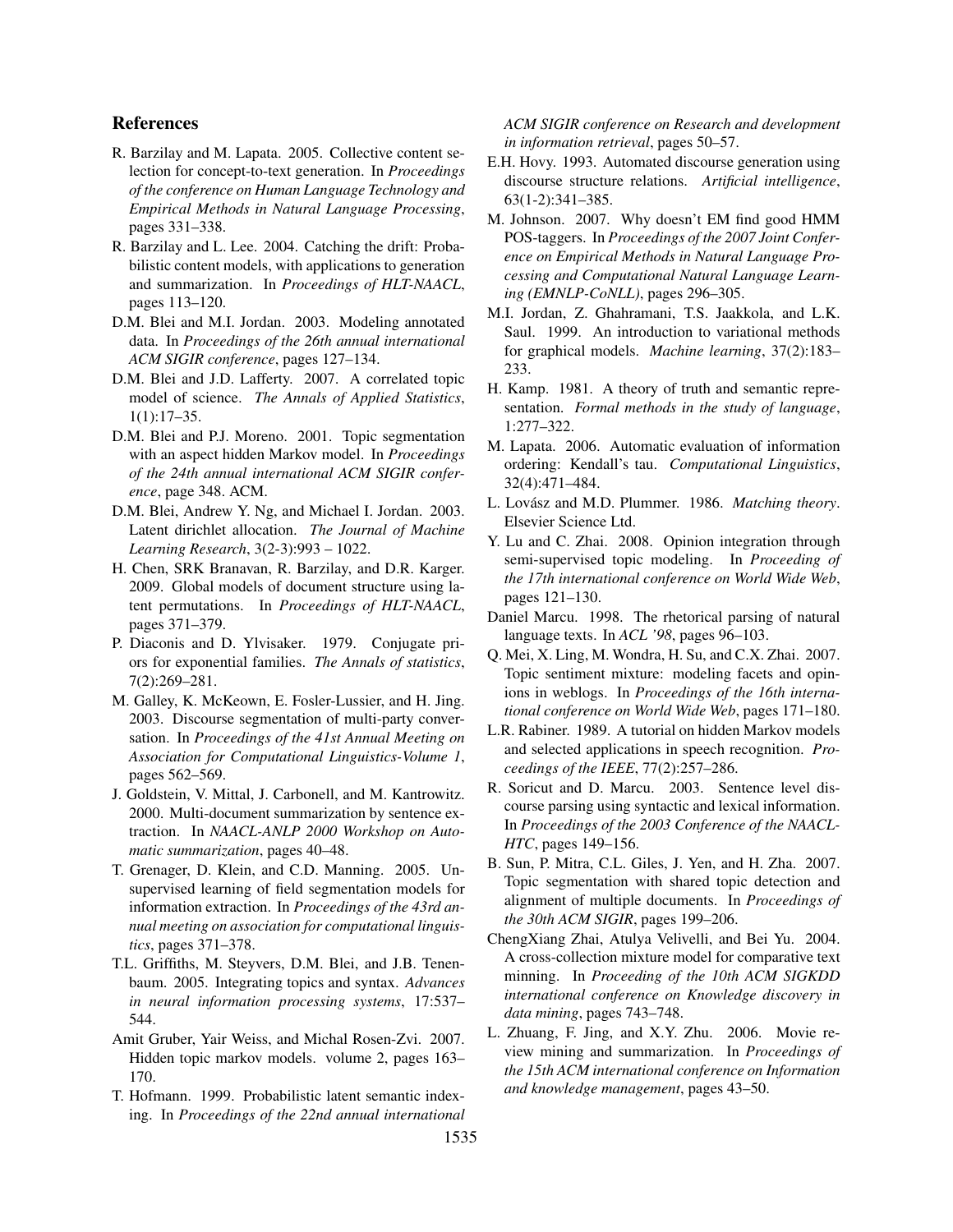## References

R. Barzilay and M. Lapata. 2005. Collective content selection for concept-to-text generation. In *Proceedings of the conference on Human Language Technology and Empirical Methods in Natural Language Processing*, pages 331–338.

R. Barzilay and L. Lee. 2004. Catching the drift: Probabilistic content models, with applications to generation and summarization. In *Proceedings of HLT-NAACL*, pages 113–120.

D.M. Blei and M.I. Jordan. 2003. Modeling annotated data. In *Proceedings of the 26th annual international ACM SIGIR conference*, pages 127–134.

D.M. Blei and J.D. Lafferty. 2007. A correlated topic model of science. *The Annals of Applied Statistics*, 1(1):17–35.

D.M. Blei and P.J. Moreno. 2001. Topic segmentation with an aspect hidden Markov model. In *Proceedings of the 24th annual international ACM SIGIR conference*, page 348. ACM.

D.M. Blei, Andrew Y. Ng, and Michael I. Jordan. 2003. Latent dirichlet allocation. *The Journal of Machine Learning Research*, 3(2-3):993 – 1022.

H. Chen, SRK Branavan, R. Barzilay, and D.R. Karger. 2009. Global models of document structure using latent permutations. In *Proceedings of HLT-NAACL*, pages 371–379.

P. Diaconis and D. Ylvisaker. 1979. Conjugate priors for exponential families. *The Annals of statistics*, 7(2):269–281.

M. Galley, K. McKeown, E. Fosler-Lussier, and H. Jing. 2003. Discourse segmentation of multi-party conversation. In *Proceedings of the 41st Annual Meeting on Association for Computational Linguistics-Volume 1*, pages 562–569.

J. Goldstein, V. Mittal, J. Carbonell, and M. Kantrowitz. 2000. Multi-document summarization by sentence extraction. In *NAACL-ANLP 2000 Workshop on Automatic summarization*, pages 40–48.

T. Grenager, D. Klein, and C.D. Manning. 2005. Unsupervised learning of field segmentation models for information extraction. In *Proceedings of the 43rd annual meeting on association for computational linguistics*, pages 371–378.

T.L. Griffiths, M. Steyvers, D.M. Blei, and J.B. Tenenbaum. 2005. Integrating topics and syntax. *Advances in neural information processing systems*, 17:537–544.

Amit Gruber, Yair Weiss, and Michal Rosen-Zvi. 2007. Hidden topic markov models. volume 2, pages 163–170.

T. Hofmann. 1999. Probabilistic latent semantic indexing. In *Proceedings of the 22nd annual international ACM SIGIR conference on Research and development in information retrieval*, pages 50–57.

E.H. Hovy. 1993. Automated discourse generation using discourse structure relations. *Artificial intelligence*, 63(1-2):341–385.

M. Johnson. 2007. Why doesn't EM find good HMM POS-taggers. In *Proceedings of the 2007 Joint Conference on Empirical Methods in Natural Language Processing and Computational Natural Language Learning (EMNLP-CoNLL)*, pages 296–305.

M.I. Jordan, Z. Ghahramani, T.S. Jaakkola, and L.K. Saul. 1999. An introduction to variational methods for graphical models. *Machine learning*, 37(2):183–233.

H. Kamp. 1981. A theory of truth and semantic representation. *Formal methods in the study of language*, 1:277–322.

M. Lapata. 2006. Automatic evaluation of information ordering: Kendall's tau. *Computational Linguistics*, 32(4):471–484.

L. Lovász and M.D. Plummer. 1986. *Matching theory*. Elsevier Science Ltd.

Y. Lu and C. Zhai. 2008. Opinion integration through semi-supervised topic modeling. In *Proceeding of the 17th international conference on World Wide Web*, pages 121–130.

Daniel Marcu. 1998. The rhetorical parsing of natural language texts. In *ACL '98*, pages 96–103.

Q. Mei, X. Ling, M. Wondra, H. Su, and C.X. Zhai. 2007. Topic sentiment mixture: modeling facets and opinions in weblogs. In *Proceedings of the 16th international conference on World Wide Web*, pages 171–180.

L.R. Rabiner. 1989. A tutorial on hidden Markov models and selected applications in speech recognition. *Proceedings of the IEEE*, 77(2):257–286.

R. Soricut and D. Marcu. 2003. Sentence level discourse parsing using syntactic and lexical information. In *Proceedings of the 2003 Conference of the NAACL-HTC*, pages 149–156.

B. Sun, P. Mitra, C.L. Giles, J. Yen, and H. Zha. 2007. Topic segmentation with shared topic detection and alignment of multiple documents. In *Proceedings of the 30th ACM SIGIR*, pages 199–206.

ChengXiang Zhai, Atulya Velivelli, and Bei Yu. 2004. A cross-collection mixture model for comparative text minning. In *Proceeding of the 10th ACM SIGKDD international conference on Knowledge discovery in data mining*, pages 743–748.

L. Zhuang, F. Jing, and X.Y. Zhu. 2006. Movie review mining and summarization. In *Proceedings of the 15th ACM international conference on Information and knowledge management*, pages 43–50.